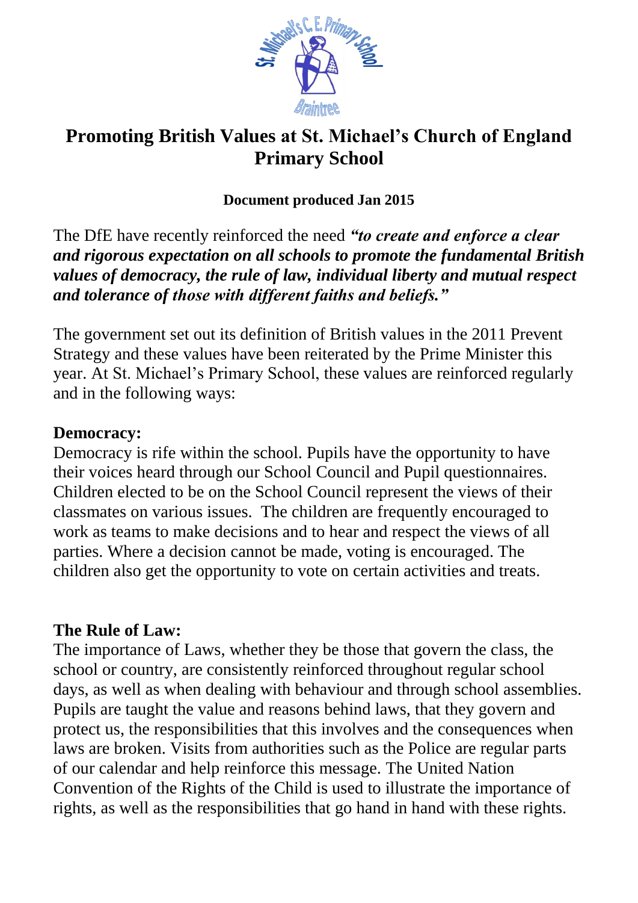# Promoting British Values at St. Michael's Church of England Primary School

**Document produced Jan 2015**

The DfE have recently reinforced the need ***"to create and enforce a clear and rigorous expectation on all schools to promote the fundamental British values of democracy, the rule of law, individual liberty and mutual respect and tolerance of those with different faiths and beliefs."***

The government set out its definition of British values in the 2011 Prevent Strategy and these values have been reiterated by the Prime Minister this year. At St. Michael's Primary School, these values are reinforced regularly and in the following ways:

## Democracy:

Democracy is rife within the school. Pupils have the opportunity to have their voices heard through our School Council and Pupil questionnaires. Children elected to be on the School Council represent the views of their classmates on various issues. The children are frequently encouraged to work as teams to make decisions and to hear and respect the views of all parties. Where a decision cannot be made, voting is encouraged. The children also get the opportunity to vote on certain activities and treats.

## The Rule of Law:

The importance of Laws, whether they be those that govern the class, the school or country, are consistently reinforced throughout regular school days, as well as when dealing with behaviour and through school assemblies. Pupils are taught the value and reasons behind laws, that they govern and protect us, the responsibilities that this involves and the consequences when laws are broken. Visits from authorities such as the Police are regular parts of our calendar and help reinforce this message. The United Nation Convention of the Rights of the Child is used to illustrate the importance of rights, as well as the responsibilities that go hand in hand with these rights.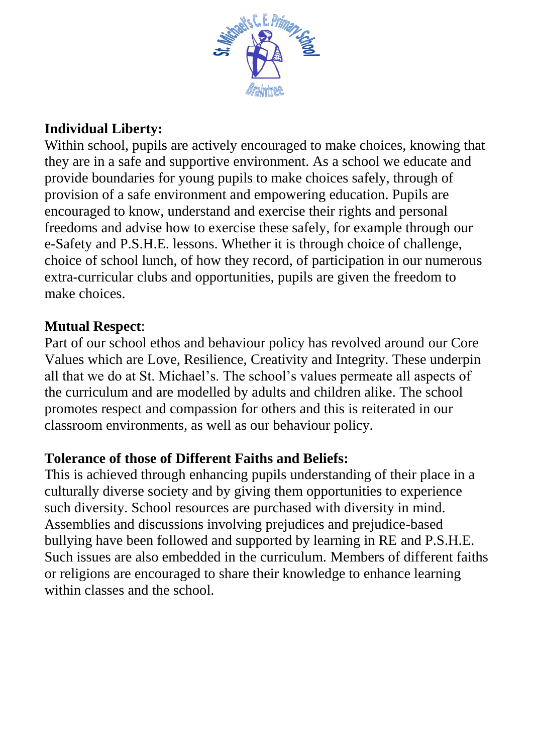**Individual Liberty:**

Within school, pupils are actively encouraged to make choices, knowing that they are in a safe and supportive environment. As a school we educate and provide boundaries for young pupils to make choices safely, through of provision of a safe environment and empowering education. Pupils are encouraged to know, understand and exercise their rights and personal freedoms and advise how to exercise these safely, for example through our e-Safety and P.S.H.E. lessons. Whether it is through choice of challenge, choice of school lunch, of how they record, of participation in our numerous extra-curricular clubs and opportunities, pupils are given the freedom to make choices.

**Mutual Respect**:

Part of our school ethos and behaviour policy has revolved around our Core Values which are Love, Resilience, Creativity and Integrity. These underpin all that we do at St. Michael's. The school's values permeate all aspects of the curriculum and are modelled by adults and children alike. The school promotes respect and compassion for others and this is reiterated in our classroom environments, as well as our behaviour policy.

**Tolerance of those of Different Faiths and Beliefs:**

This is achieved through enhancing pupils understanding of their place in a culturally diverse society and by giving them opportunities to experience such diversity. School resources are purchased with diversity in mind. Assemblies and discussions involving prejudices and prejudice-based bullying have been followed and supported by learning in RE and P.S.H.E. Such issues are also embedded in the curriculum. Members of different faiths or religions are encouraged to share their knowledge to enhance learning within classes and the school.